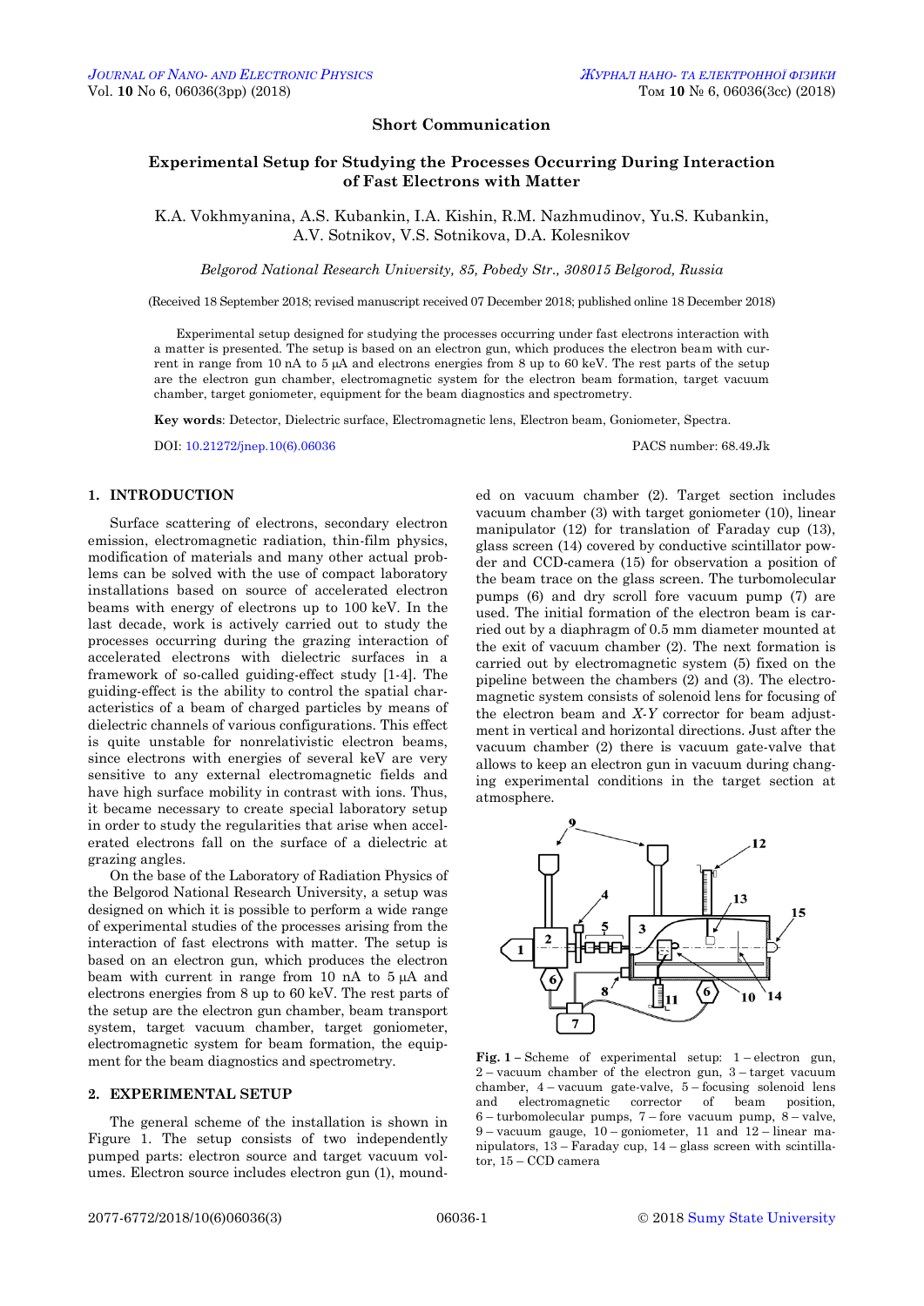## Short Communication

# Experimental Setup for Studying the Processes Occurring During Interaction of Fast Electrons with Matter

K.A. Vokhmyanina, A.S. Kubankin, I.A. Kishin, R.M. Nazhmudinov, Yu.S. Kubankin, A.V. Sotnikov, V.S. Sotnikova, D.A. Kolesnikov

*Belgorod National Research University, 85, Pobedy Str., 308015 Belgorod, Russia*

(Received 18 September 2018; revised manuscript received 07 December 2018; published online 18 December 2018)

Experimental setup designed for studying the processes occurring under fast electrons interaction with a matter is presented. The setup is based on an electron gun, which produces the electron beam with current in range from 10 nA to 5 μA and electrons energies from 8 up to 60 keV. The rest parts of the setup are the electron gun chamber, electromagnetic system for the electron beam formation, target vacuum chamber, target goniometer, equipment for the beam diagnostics and spectrometry.

**Key words**: Detector, Dielectric surface, Electromagnetic lens, Electron beam, Goniometer, Spectra.

DOI: 10.21272/jnep.10(6).06036 PACS number: 68.49.Jk

## 1. INTRODUCTION

Surface scattering of electrons, secondary electron emission, electromagnetic radiation, thin-film physics, modification of materials and many other actual problems can be solved with the use of compact laboratory installations based on source of accelerated electron beams with energy of electrons up to 100 keV. In the last decade, work is actively carried out to study the processes occurring during the grazing interaction of accelerated electrons with dielectric surfaces in a framework of so-called guiding-effect study [1-4]. The guiding-effect is the ability to control the spatial characteristics of a beam of charged particles by means of dielectric channels of various configurations. This effect is quite unstable for nonrelativistic electron beams, since electrons with energies of several keV are very sensitive to any external electromagnetic fields and have high surface mobility in contrast with ions. Thus, it became necessary to create special laboratory setup in order to study the regularities that arise when accelerated electrons fall on the surface of a dielectric at grazing angles.

On the base of the Laboratory of Radiation Physics of the Belgorod National Research University, a setup was designed on which it is possible to perform a wide range of experimental studies of the processes arising from the interaction of fast electrons with matter. The setup is based on an electron gun, which produces the electron beam with current in range from 10 nA to 5 μA and electrons energies from 8 up to 60 keV. The rest parts of the setup are the electron gun chamber, beam transport system, target vacuum chamber, target goniometer, electromagnetic system for beam formation, the equipment for the beam diagnostics and spectrometry.

## 2. EXPERIMENTAL SETUP

The general scheme of the installation is shown in Figure 1. The setup consists of two independently pumped parts: electron source and target vacuum volumes. Electron source includes electron gun (1), mounded on vacuum chamber (2). Target section includes vacuum chamber (3) with target goniometer (10), linear manipulator (12) for translation of Faraday cup (13), glass screen (14) covered by conductive scintillator powder and CCD-camera (15) for observation a position of the beam trace on the glass screen. The turbomolecular pumps (6) and dry scroll fore vacuum pump (7) are used. The initial formation of the electron beam is carried out by a diaphragm of 0.5 mm diameter mounted at the exit of vacuum chamber (2). The next formation is carried out by electromagnetic system (5) fixed on the pipeline between the chambers (2) and (3). The electromagnetic system consists of solenoid lens for focusing of the electron beam and *X-Y* corrector for beam adjustment in vertical and horizontal directions. Just after the vacuum chamber (2) there is vacuum gate-valve that allows to keep an electron gun in vacuum during changing experimental conditions in the target section at atmosphere.

**Fig. 1** – Scheme of experimental setup: 1 – electron gun, 2 – vacuum chamber of the electron gun, 3 – target vacuum chamber, 4 – vacuum gate-valve, 5 – focusing solenoid lens and electromagnetic corrector of beam position, 6 – turbomolecular pumps, 7 – fore vacuum pump, 8 – valve, 9 – vacuum gauge, 10 – goniometer, 11 and 12 – linear manipulators, 13 – Faraday cup, 14 – glass screen with scintillator, 15 – CCD camera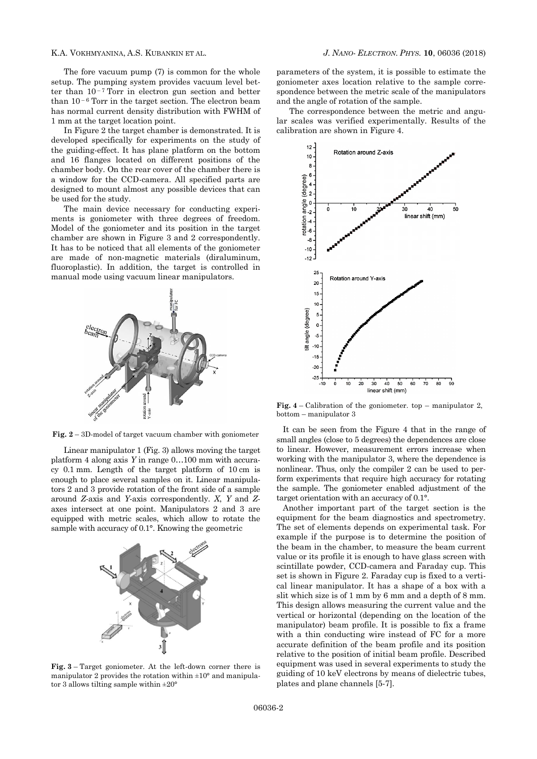The fore vacuum pump (7) is common for the whole setup. The pumping system provides vacuum level better than $10^{-7}$ Torr in electron gun section and better than $10^{-6}$ Torr in the target section. The electron beam has normal current density distribution with FWHM of 1 mm at the target location point.

In Figure 2 the target chamber is demonstrated. It is developed specifically for experiments on the study of the guiding-effect. It has plane platform on the bottom and 16 flanges located on different positions of the chamber body. On the rear cover of the chamber there is a window for the CCD-camera. All specified parts are designed to mount almost any possible devices that can be used for the study.

The main device necessary for conducting experiments is goniometer with three degrees of freedom. Model of the goniometer and its position in the target chamber are shown in Figure 3 and 2 correspondently. It has to be noticed that all elements of the goniometer are made of non-magnetic materials (diraluminum, fluoroplastic). In addition, the target is controlled in manual mode using vacuum linear manipulators.

**Fig. 2** – 3D-model of target vacuum chamber with goniometer

Linear manipulator 1 (Fig. 3) allows moving the target platform 4 along axis *Y* in range 0…100 mm with accuracy 0.1 mm. Length of the target platform of 10 cm is enough to place several samples on it. Linear manipulators 2 and 3 provide rotation of the front side of a sample around *Z*-axis and *Y*-axis correspondently. *X*, *Y* and *Z*-axes intersect at one point. Manipulators 2 and 3 are equipped with metric scales, which allow to rotate the sample with accuracy of 0.1°. Knowing the geometric parameters of the system, it is possible to estimate the goniometer axes location relative to the sample correspondence between the metric scale of the manipulators and the angle of rotation of the sample.

**Fig. 3** – Target goniometer. At the left-down corner there is manipulator 2 provides the rotation within ±10° and manipulator 3 allows tilting sample within ±20°

The correspondence between the metric and angular scales was verified experimentally. Results of the calibration are shown in Figure 4.

**Fig. 4** – Calibration of the goniometer. top – manipulator 2, bottom – manipulator 3

It can be seen from the Figure 4 that in the range of small angles (close to 5 degrees) the dependences are close to linear. However, measurement errors increase when working with the manipulator 3, where the dependence is nonlinear. Thus, only the compiler 2 can be used to perform experiments that require high accuracy for rotating the sample. The goniometer enabled adjustment of the target orientation with an accuracy of 0.1°.

Another important part of the target section is the equipment for the beam diagnostics and spectrometry. The set of elements depends on experimental task. For example if the purpose is to determine the position of the beam in the chamber, to measure the beam current value or its profile it is enough to have glass screen with scintillate powder, CCD-camera and Faraday cup. This set is shown in Figure 2. Faraday cup is fixed to a vertical linear manipulator. It has a shape of a box with a slit which size is of 1 mm by 6 mm and a depth of 8 mm. This design allows measuring the current value and the vertical or horizontal (depending on the location of the manipulator) beam profile. It is possible to fix a frame with a thin conducting wire instead of FC for a more accurate definition of the beam profile and its position relative to the position of initial beam profile. Described equipment was used in several experiments to study the guiding of 10 keV electrons by means of dielectric tubes, plates and plane channels [5-7].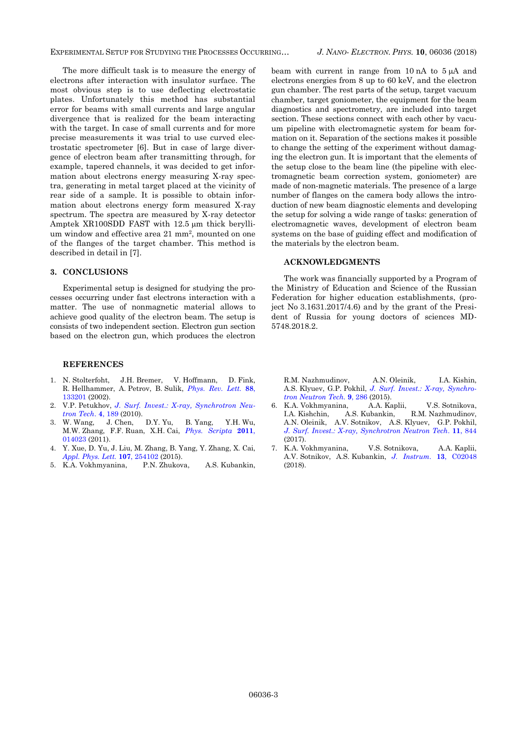The more difficult task is to measure the energy of electrons after interaction with insulator surface. The most obvious step is to use deflecting electrostatic plates. Unfortunately this method has substantial error for beams with small currents and large angular divergence that is realized for the beam interacting with the target. In case of small currents and for more precise measurements it was trial to use curved electrostatic spectrometer [6]. But in case of large divergence of electron beam after transmitting through, for example, tapered channels, it was decided to get information about electrons energy measuring X-ray spectra, generating in metal target placed at the vicinity of rear side of a sample. It is possible to obtain information about electrons energy form measured X-ray spectrum. The spectra are measured by X-ray detector Amptek XR100SDD FAST with 12.5 μm thick beryllium window and effective area 21 mm$^2$, mounted on one of the flanges of the target chamber. This method is described in detail in [7].

## 3. CONCLUSIONS

Experimental setup is designed for studying the processes occurring under fast electrons interaction with a matter. The use of nonmagnetic material allows to achieve good quality of the electron beam. The setup is consists of two independent section. Electron gun section based on the electron gun, which produces the electron beam with current in range from 10 nA to 5 μA and electrons energies from 8 up to 60 keV, and the electron gun chamber. The rest parts of the setup, target vacuum chamber, target goniometer, the equipment for the beam diagnostics and spectrometry, are included into target section. These sections connect with each other by vacuum pipeline with electromagnetic system for beam formation on it. Separation of the sections makes it possible to change the setting of the experiment without damaging the electron gun. It is important that the elements of the setup close to the beam line (the pipeline with electromagnetic beam correction system, goniometer) are made of non-magnetic materials. The presence of a large number of flanges on the camera body allows the introduction of new beam diagnostic elements and developing the setup for solving a wide range of tasks: generation of electromagnetic waves, development of electron beam systems on the base of guiding effect and modification of the materials by the electron beam.

## ACKNOWLEDGMENTS

The work was financially supported by a Program of the Ministry of Education and Science of the Russian Federation for higher education establishments, (project No 3.1631.2017/4.6) and by the grant of the President of Russia for young doctors of sciences MD-5748.2018.2.

## REFERENCES

1. N. Stolterfoht, J.H. Bremer, V. Hoffmann, D. Fink, R. Hellhammer, A. Petrov, B. Sulik, *Phys. Rev. Lett.* **88**, 133201 (2002).
2. V.P. Petukhov, *J. Surf. Invest.: X-ray, Synchrotron Neutron Tech.* **4**, 189 (2010).
3. W. Wang, J. Chen, D.Y. Yu, B. Yang, Y.H. Wu, M.W. Zhang, F.F. Ruan, X.H. Cai, *Phys. Scripta* **2011**, 014023 (2011).
4. Y. Xue, D. Yu, J. Liu, M. Zhang, B. Yang, Y. Zhang, X. Cai, *Appl. Phys. Lett.* **107**, 254102 (2015).
5. K.A. Vokhmyanina, P.N. Zhukova, A.S. Kubankin, R.M. Nazhmudinov, A.N. Oleinik, I.A. Kishin, A.S. Klyuev, G.P. Pokhil, *J. Surf. Invest.: X-ray, Synchrotron Neutron Tech.* **9**, 286 (2015).
6. K.A. Vokhmyanina, A.A. Kaplii, V.S. Sotnikova, I.A. Kishchin, A.S. Kubankin, R.M. Nazhmudinov, A.N. Oleinik, A.V. Sotnikov, A.S. Klyuev, G.P. Pokhil, *J. Surf. Invest.: X-ray, Synchrotron Neutron Tech.* **11**, 844 (2017).
7. K.A. Vokhmyanina, V.S. Sotnikova, A.A. Kaplii, A.V. Sotnikov, A.S. Kubankin, *J. Instrum.* **13**, C02048 (2018).